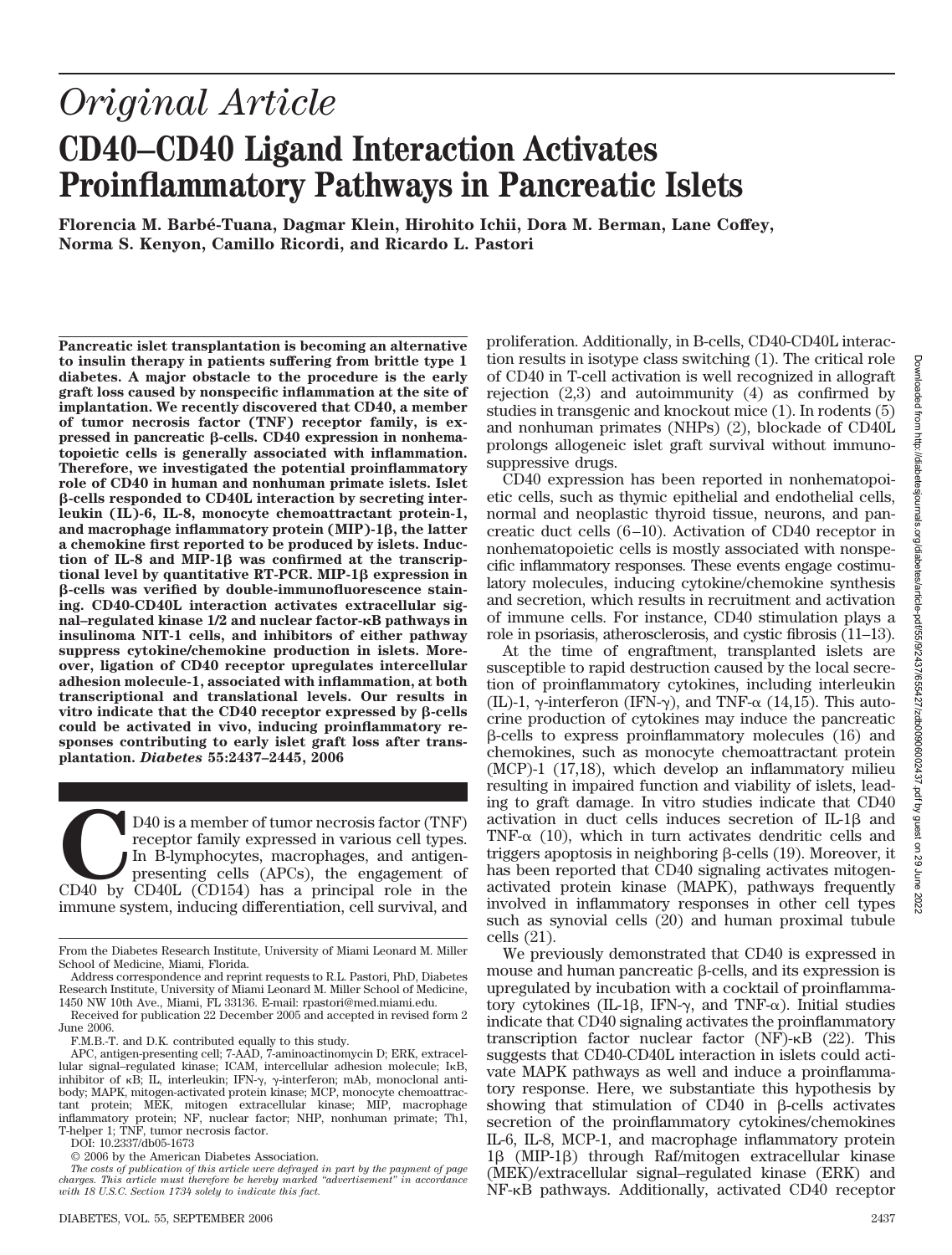# *Original Article*

# CD40–CD40 Ligand Interaction Activates Proinflammatory Pathways in Pancreatic Islets

**Florencia M. Barbé-Tuana, Dagmar Klein, Hirohito Ichii, Dora M. Berman, Lane Coffey, Norma S. Kenyon, Camillo Ricordi, and Ricardo L. Pastori**

**Pancreatic islet transplantation is becoming an alternative to insulin therapy in patients suffering from brittle type 1 diabetes. A major obstacle to the procedure is the early graft loss caused by nonspecific inflammation at the site of implantation. We recently discovered that CD40, a member of tumor necrosis factor (TNF) receptor family, is expressed in pancreatic β-cells. CD40 expression in nonhematopoietic cells is generally associated with inflammation. Therefore, we investigated the potential proinflammatory role of CD40 in human and nonhuman primate islets. Islet β-cells responded to CD40L interaction by secreting interleukin (IL)-6, IL-8, monocyte chemoattractant protein-1, and macrophage inflammatory protein (MIP)-1β, the latter a chemokine first reported to be produced by islets. Induction of IL-8 and MIP-1β was confirmed at the transcriptional level by quantitative RT-PCR. MIP-1β expression in β-cells was verified by double-immunofluorescence staining. CD40-CD40L interaction activates extracellular signal–regulated kinase 1/2 and nuclear factor-κB pathways in insulinoma NIT-1 cells, and inhibitors of either pathway suppress cytokine/chemokine production in islets. Moreover, ligation of CD40 receptor upregulates intercellular adhesion molecule-1, associated with inflammation, at both transcriptional and translational levels. Our results in vitro indicate that the CD40 receptor expressed by β-cells could be activated in vivo, inducing proinflammatory responses contributing to early islet graft loss after transplantation. *Diabetes* 55:2437–2445, 2006**

CD40 is a member of tumor necrosis factor (TNF) receptor family expressed in various cell types. In B-lymphocytes, macrophages, and antigen-presenting cells (APCs), the engagement of CD40 by CD40L (CD154) has a principal role in the immune system, inducing differentiation, cell survival, and proliferation. Additionally, in B-cells, CD40-CD40L interaction results in isotype class switching (1). The critical role of CD40 in T-cell activation is well recognized in allograft rejection (2,3) and autoimmunity (4) as confirmed by studies in transgenic and knockout mice (1). In rodents (5) and nonhuman primates (NHPs) (2), blockade of CD40L prolongs allogeneic islet graft survival without immunosuppressive drugs.

CD40 expression has been reported in nonhematopoietic cells, such as thymic epithelial and endothelial cells, normal and neoplastic thyroid tissue, neurons, and pancreatic duct cells (6–10). Activation of CD40 receptor in nonhematopoietic cells is mostly associated with nonspecific inflammatory responses. These events engage costimulatory molecules, inducing cytokine/chemokine synthesis and secretion, which results in recruitment and activation of immune cells. For instance, CD40 stimulation plays a role in psoriasis, atherosclerosis, and cystic fibrosis (11–13).

At the time of engraftment, transplanted islets are susceptible to rapid destruction caused by the local secretion of proinflammatory cytokines, including interleukin (IL)-1, γ-interferon (IFN-γ), and TNF-α (14,15). This autocrine production of cytokines may induce the pancreatic β-cells to express proinflammatory molecules (16) and chemokines, such as monocyte chemoattractant protein (MCP)-1 (17,18), which develop an inflammatory milieu resulting in impaired function and viability of islets, leading to graft damage. In vitro studies indicate that CD40 activation in duct cells induces secretion of IL-1β and TNF-α (10), which in turn activates dendritic cells and triggers apoptosis in neighboring β-cells (19). Moreover, it has been reported that CD40 signaling activates mitogen-activated protein kinase (MAPK), pathways frequently involved in inflammatory responses in other cell types such as synovial cells (20) and human proximal tubule cells (21).

We previously demonstrated that CD40 is expressed in mouse and human pancreatic β-cells, and its expression is upregulated by incubation with a cocktail of proinflammatory cytokines (IL-1β, IFN-γ, and TNF-α). Initial studies indicate that CD40 signaling activates the proinflammatory transcription factor nuclear factor (NF)-κB (22). This suggests that CD40-CD40L interaction in islets could activate MAPK pathways as well and induce a proinflammatory response. Here, we substantiate this hypothesis by showing that stimulation of CD40 in β-cells activates secretion of the proinflammatory cytokines/chemokines IL-6, IL-8, MCP-1, and macrophage inflammatory protein 1β (MIP-1β) through Raf/mitogen extracellular kinase (MEK)/extracellular signal–regulated kinase (ERK) and NF-κB pathways. Additionally, activated CD40 receptor

From the Diabetes Research Institute, University of Miami Leonard M. Miller School of Medicine, Miami, Florida.

Address correspondence and reprint requests to R.L. Pastori, PhD, Diabetes Research Institute, University of Miami Leonard M. Miller School of Medicine, 1450 NW 10th Ave., Miami, FL 33136. E-mail: rpastori@med.miami.edu.

Received for publication 22 December 2005 and accepted in revised form 2 June 2006.

F.M.B.-T. and D.K. contributed equally to this study.

APC, antigen-presenting cell; 7-AAD, 7-aminoactinomycin D; ERK, extracellular signal–regulated kinase; ICAM, intercellular adhesion molecule; IκB, inhibitor of κB; IL, interleukin; IFN-γ, γ-interferon; mAb, monoclonal antibody; MAPK, mitogen-activated protein kinase; MCP, monocyte chemoattractant protein; MEK, mitogen extracellular kinase; MIP, macrophage inflammatory protein; NF, nuclear factor; NHP, nonhuman primate; Th1, T-helper 1; TNF, tumor necrosis factor.

DOI: 10.2337/db05-1673

© 2006 by the American Diabetes Association.

*The costs of publication of this article were defrayed in part by the payment of page charges. This article must therefore be hereby marked "advertisement" in accordance with 18 U.S.C. Section 1734 solely to indicate this fact.*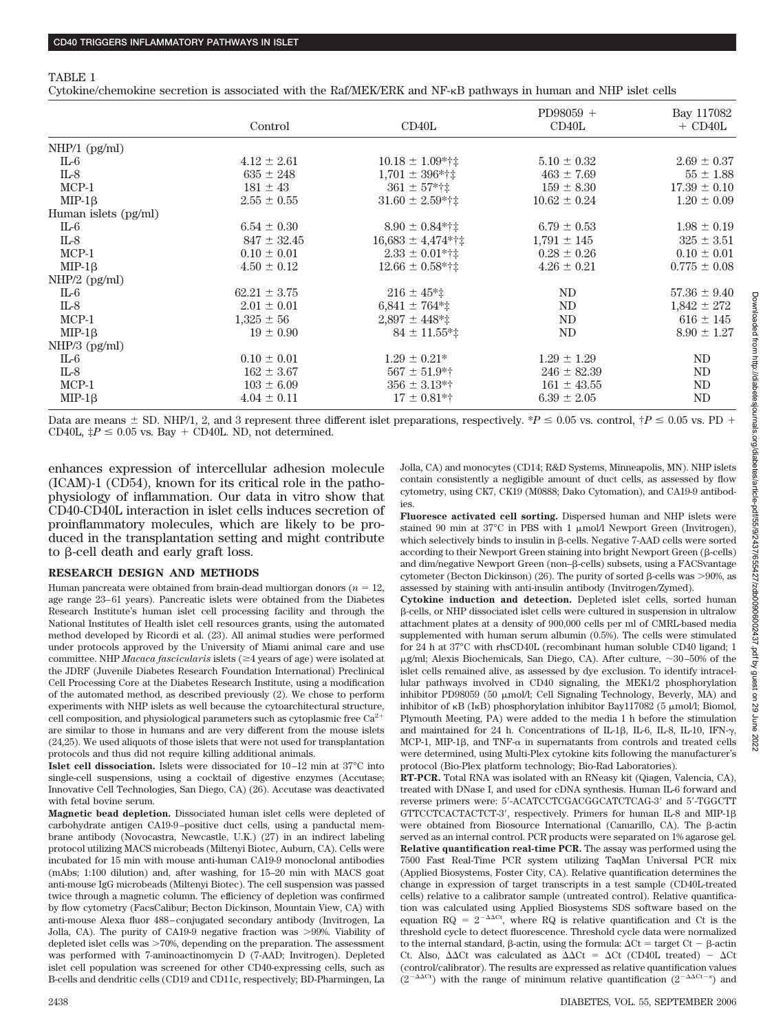TABLE 1

Cytokine/chemokine secretion is associated with the Raf/MEK/ERK and NF-κB pathways in human and NHP islet cells

| | Control | CD40L | PD98059 + CD40L | Bay 117082 + CD40L |
|---|---|---|---|---|
| NHP/1 (pg/ml) | | | | |
| IL-6 | 4.12 ± 2.61 | 10.18 ± 1.09*†‡ | 5.10 ± 0.32 | 2.69 ± 0.37 |
| IL-8 | 635 ± 248 | 1,701 ± 396*†‡ | 463 ± 7.69 | 55 ± 1.88 |
| MCP-1 | 181 ± 43 | 361 ± 57*†‡ | 159 ± 8.30 | 17.39 ± 0.10 |
| MIP-1β | 2.55 ± 0.55 | 31.60 ± 2.59*†‡ | 10.62 ± 0.24 | 1.20 ± 0.09 |
| Human islets (pg/ml) | | | | |
| IL-6 | 6.54 ± 0.30 | 8.90 ± 0.84*†‡ | 6.79 ± 0.53 | 1.98 ± 0.19 |
| IL-8 | 847 ± 32.45 | 16,683 ± 4,474*†‡ | 1,791 ± 145 | 325 ± 3.51 |
| MCP-1 | 0.10 ± 0.01 | 2.33 ± 0.01*†‡ | 0.28 ± 0.26 | 0.10 ± 0.01 |
| MIP-1β | 4.50 ± 0.12 | 12.66 ± 0.58*†‡ | 4.26 ± 0.21 | 0.775 ± 0.08 |
| NHP/2 (pg/ml) | | | | |
| IL-6 | 62.21 ± 3.75 | 216 ± 45*‡ | ND | 57.36 ± 9.40 |
| IL-8 | 2.01 ± 0.01 | 6,841 ± 764*‡ | ND | 1,842 ± 272 |
| MCP-1 | 1,325 ± 56 | 2,897 ± 448*‡ | ND | 616 ± 145 |
| MIP-1β | 19 ± 0.90 | 84 ± 11.55*‡ | ND | 8.90 ± 1.27 |
| NHP/3 (pg/ml) | | | | |
| IL-6 | 0.10 ± 0.01 | 1.29 ± 0.21* | 1.29 ± 1.29 | ND |
| IL-8 | 162 ± 3.67 | 567 ± 51.9*† | 246 ± 82.39 | ND |
| MCP-1 | 103 ± 6.09 | 356 ± 3.13*† | 161 ± 43.55 | ND |
| MIP-1β | 4.04 ± 0.11 | 17 ± 0.81*† | 6.39 ± 2.05 | ND |

Data are means ± SD. NHP/1, 2, and 3 represent three different islet preparations, respectively. *$P \leq 0.05$ vs. control, †$P \leq 0.05$ vs. PD + CD40L, ‡$P \leq 0.05$ vs. Bay + CD40L. ND, not determined.

enhances expression of intercellular adhesion molecule (ICAM)-1 (CD54), known for its critical role in the pathophysiology of inflammation. Our data in vitro show that CD40-CD40L interaction in islet cells induces secretion of proinflammatory molecules, which are likely to be produced in the transplantation setting and might contribute to β-cell death and early graft loss.

## RESEARCH DESIGN AND METHODS

Human pancreata were obtained from brain-dead multiorgan donors ($n = 12$, age range 23–61 years). Pancreatic islets were obtained from the Diabetes Research Institute's human islet cell processing facility and through the National Institutes of Health islet cell resources grants, using the automated method developed by Ricordi et al. (23). All animal studies were performed under protocols approved by the University of Miami animal care and use committee. NHP *Macaca fascicularis* islets (≥4 years of age) were isolated at the JDRF (Juvenile Diabetes Research Foundation International) Preclinical Cell Processing Core at the Diabetes Research Institute, using a modification of the automated method, as described previously (2). We chose to perform experiments with NHP islets as well because the cytoarchitectural structure, cell composition, and physiological parameters such as cytoplasmic free $Ca^{2+}$ are similar to those in humans and are very different from the mouse islets (24,25). We used aliquots of those islets that were not used for transplantation protocols and thus did not require killing additional animals.

**Islet cell dissociation.** Islets were dissociated for 10–12 min at 37°C into single-cell suspensions, using a cocktail of digestive enzymes (Accutase; Innovative Cell Technologies, San Diego, CA) (26). Accutase was deactivated with fetal bovine serum.

**Magnetic bead depletion.** Dissociated human islet cells were depleted of carbohydrate antigen CA19-9–positive duct cells, using a panductal membrane antibody (Novocastra, Newcastle, U.K.) (27) in an indirect labeling protocol utilizing MACS microbeads (Miltenyi Biotec, Auburn, CA). Cells were incubated for 15 min with mouse anti-human CA19-9 monoclonal antibodies (mAbs; 1:100 dilution) and, after washing, for 15–20 min with MACS goat anti-mouse IgG microbeads (Miltenyi Biotec). The cell suspension was passed twice through a magnetic column. The efficiency of depletion was confirmed by flow cytometry (FacsCalibur; Becton Dickinson, Mountain View, CA) with anti-mouse Alexa fluor 488–conjugated secondary antibody (Invitrogen, La Jolla, CA). The purity of CA19-9 negative fraction was >99%. Viability of depleted islet cells was >70%, depending on the preparation. The assessment was performed with 7-aminoactinomycin D (7-AAD; Invitrogen). Depleted islet cell population was screened for other CD40-expressing cells, such as B-cells and dendritic cells (CD19 and CD11c, respectively; BD-Pharmingen, La Jolla, CA) and monocytes (CD14; R&D Systems, Minneapolis, MN). NHP islets contain consistently a negligible amount of duct cells, as assessed by flow cytometry, using CK7, CK19 (M0888; Dako Cytomation), and CA19-9 antibodies.

**Fluoresce activated cell sorting.** Dispersed human and NHP islets were stained 90 min at 37°C in PBS with 1 μmol/l Newport Green (Invitrogen), which selectively binds to insulin in β-cells. Negative 7-AAD cells were sorted according to their Newport Green staining into bright Newport Green (β-cells) and dim/negative Newport Green (non–β-cells) subsets, using a FACSvantage cytometer (Becton Dickinson) (26). The purity of sorted β-cells was >90%, as assessed by staining with anti-insulin antibody (Invitrogen/Zymed).

**Cytokine induction and detection.** Depleted islet cells, sorted human β-cells, or NHP dissociated islet cells were cultured in suspension in ultralow attachment plates at a density of 900,000 cells per ml of CMRL-based media supplemented with human serum albumin (0.5%). The cells were stimulated for 24 h at 37°C with rhsCD40L (recombinant human soluble CD40 ligand; 1 μg/ml; Alexis Biochemicals, San Diego, CA). After culture, ~30–50% of the islet cells remained alive, as assessed by dye exclusion. To identify intracellular pathways involved in CD40 signaling, the MEK1/2 phosphorylation inhibitor PD98059 (50 μmol/l; Cell Signaling Technology, Beverly, MA) and inhibitor of κB (IκB) phosphorylation inhibitor Bay117082 (5 μmol/l; Biomol, Plymouth Meeting, PA) were added to the media 1 h before the stimulation and maintained for 24 h. Concentrations of IL-1β, IL-6, IL-8, IL-10, IFN-γ, MCP-1, MIP-1β, and TNF-α in supernatants from controls and treated cells were determined, using Multi-Plex cytokine kits following the manufacturer's protocol (Bio-Plex platform technology; Bio-Rad Laboratories).

**RT-PCR.** Total RNA was isolated with an RNeasy kit (Qiagen, Valencia, CA), treated with DNase I, and used for cDNA synthesis. Human IL-6 forward and reverse primers were: 5′-ACATCCTCGACGGCATCTCAG-3′ and 5′-TGGCTTGTTCCTCACTACTCT-3′, respectively. Primers for human IL-8 and MIP-1β were obtained from Biosource International (Camarillo, CA). The β-actin served as an internal control. PCR products were separated on 1% agarose gel.

**Relative quantification real-time PCR.** The assay was performed using the 7500 Fast Real-Time PCR system utilizing TaqMan Universal PCR mix (Applied Biosystems, Foster City, CA). Relative quantification determines the change in expression of target transcripts in a test sample (CD40L-treated cells) relative to a calibrator sample (untreated control). Relative quantification was calculated using Applied Biosystems SDS software based on the equation $RQ = 2^{-\Delta\Delta Ct}$, where RQ is relative quantification and Ct is the threshold cycle to detect fluorescence. Threshold cycle data were normalized to the internal standard, β-actin, using the formula: $\Delta Ct$ = target Ct − β-actin Ct. Also, $\Delta\Delta Ct$ was calculated as $\Delta\Delta Ct = \Delta Ct$ (CD40L treated) − $\Delta Ct$ (control/calibrator). The results are expressed as relative quantification values ($2^{-\Delta\Delta Ct}$) with the range of minimum relative quantification ($2^{-\Delta\Delta Ct - s}$) and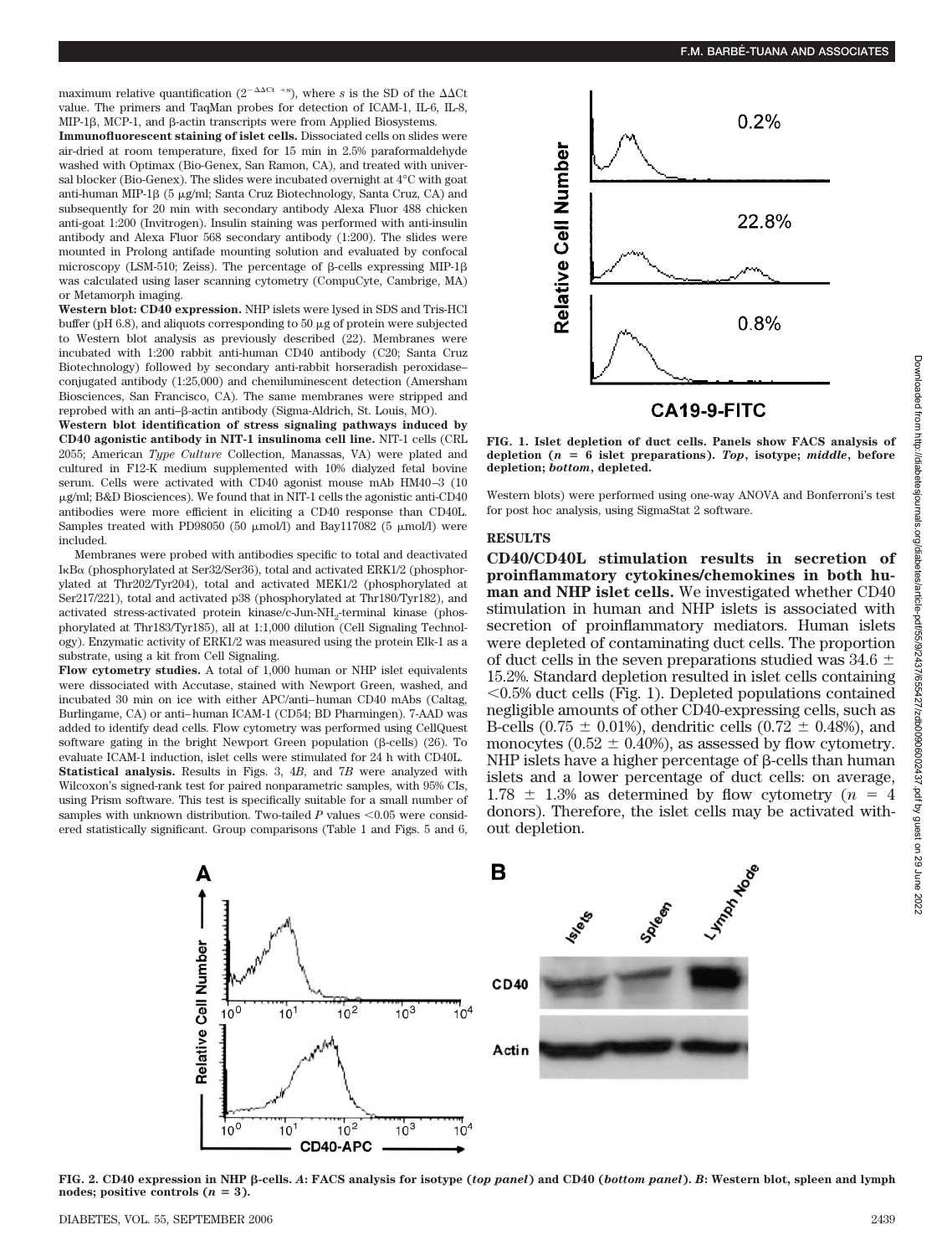maximum relative quantification ($2^{-\Delta\Delta Ct + s}$), where $s$ is the SD of the $\Delta\Delta Ct$ value. The primers and TaqMan probes for detection of ICAM-1, IL-6, IL-8, MIP-1β, MCP-1, and β-actin transcripts were from Applied Biosystems.

**Immunofluorescent staining of islet cells.** Dissociated cells on slides were air-dried at room temperature, fixed for 15 min in 2.5% paraformaldehyde washed with Optimax (Bio-Genex, San Ramon, CA), and treated with universal blocker (Bio-Genex). The slides were incubated overnight at 4°C with goat anti-human MIP-1β (5 μg/ml; Santa Cruz Biotechnology, Santa Cruz, CA) and subsequently for 20 min with secondary antibody Alexa Fluor 488 chicken anti-goat 1:200 (Invitrogen). Insulin staining was performed with anti-insulin antibody and Alexa Fluor 568 secondary antibody (1:200). The slides were mounted in Prolong antifade mounting solution and evaluated by confocal microscopy (LSM-510; Zeiss). The percentage of β-cells expressing MIP-1β was calculated using laser scanning cytometry (CompuCyte, Cambrige, MA) or Metamorph imaging.

**Western blot: CD40 expression.** NHP islets were lysed in SDS and Tris-HCl buffer (pH 6.8), and aliquots corresponding to 50 μg of protein were subjected to Western blot analysis as previously described (22). Membranes were incubated with 1:200 rabbit anti-human CD40 antibody (C20; Santa Cruz Biotechnology) followed by secondary anti-rabbit horseradish peroxidase–conjugated antibody (1:25,000) and chemiluminescent detection (Amersham Biosciences, San Francisco, CA). The same membranes were stripped and reprobed with an anti–β-actin antibody (Sigma-Aldrich, St. Louis, MO).

**Western blot identification of stress signaling pathways induced by CD40 agonistic antibody in NIT-1 insulinoma cell line.** NIT-1 cells (CRL 2055; American *Type Culture* Collection, Manassas, VA) were plated and cultured in F12-K medium supplemented with 10% dialyzed fetal bovine serum. Cells were activated with CD40 agonist mouse mAb HM40–3 (10 μg/ml; B&D Biosciences). We found that in NIT-1 cells the agonistic anti-CD40 antibodies were more efficient in eliciting a CD40 response than CD40L. Samples treated with PD98050 (50 μmol/l) and Bay117082 (5 μmol/l) were included.

Membranes were probed with antibodies specific to total and deactivated IκBα (phosphorylated at Ser32/Ser36), total and activated ERK1/2 (phosphorylated at Thr202/Tyr204), total and activated MEK1/2 (phosphorylated at Ser217/221), total and activated p38 (phosphorylated at Thr180/Tyr182), and activated stress-activated protein kinase/c-Jun-$NH_2$-terminal kinase (phosphorylated at Thr183/Tyr185), all at 1:1,000 dilution (Cell Signaling Technology). Enzymatic activity of ERK1/2 was measured using the protein Elk-1 as a substrate, using a kit from Cell Signaling.

**Flow cytometry studies.** A total of 1,000 human or NHP islet equivalents were dissociated with Accutase, stained with Newport Green, washed, and incubated 30 min on ice with either APC/anti–human CD40 mAbs (Caltag, Burlingame, CA) or anti–human ICAM-1 (CD54; BD Pharmingen). 7-AAD was added to identify dead cells. Flow cytometry was performed using CellQuest software gating in the bright Newport Green population (β-cells) (26). To evaluate ICAM-1 induction, islet cells were stimulated for 24 h with CD40L.

**Statistical analysis.** Results in Figs. 3, 4*B*, and 7*B* were analyzed with Wilcoxon's signed-rank test for paired nonparametric samples, with 95% CIs, using Prism software. This test is specifically suitable for a small number of samples with unknown distribution. Two-tailed $P$ values <0.05 were considered statistically significant. Group comparisons (Table 1 and Figs. 5 and 6, Western blots) were performed using one-way ANOVA and Bonferroni's test for post hoc analysis, using SigmaStat 2 software.

**FIG. 1. Islet depletion of duct cells. Panels show FACS analysis of depletion ($n$ = 6 islet preparations). *Top*, isotype; *middle*, before depletion; *bottom*, depleted.**

## RESULTS

**CD40/CD40L stimulation results in secretion of proinflammatory cytokines/chemokines in both human and NHP islet cells.** We investigated whether CD40 stimulation in human and NHP islets is associated with secretion of proinflammatory mediators. Human islets were depleted of contaminating duct cells. The proportion of duct cells in the seven preparations studied was 34.6 ± 15.2%. Standard depletion resulted in islet cells containing <0.5% duct cells (Fig. 1). Depleted populations contained negligible amounts of other CD40-expressing cells, such as B-cells (0.75 ± 0.01%), dendritic cells (0.72 ± 0.48%), and monocytes (0.52 ± 0.40%), as assessed by flow cytometry. NHP islets have a higher percentage of β-cells than human islets and a lower percentage of duct cells: on average, 1.78 ± 1.3% as determined by flow cytometry ($n$ = 4 donors). Therefore, the islet cells may be activated without depletion.

**FIG. 2. CD40 expression in NHP β-cells. *A*: FACS analysis for isotype (*top panel*) and CD40 (*bottom panel*). *B*: Western blot, spleen and lymph nodes; positive controls ($n$ = 3).**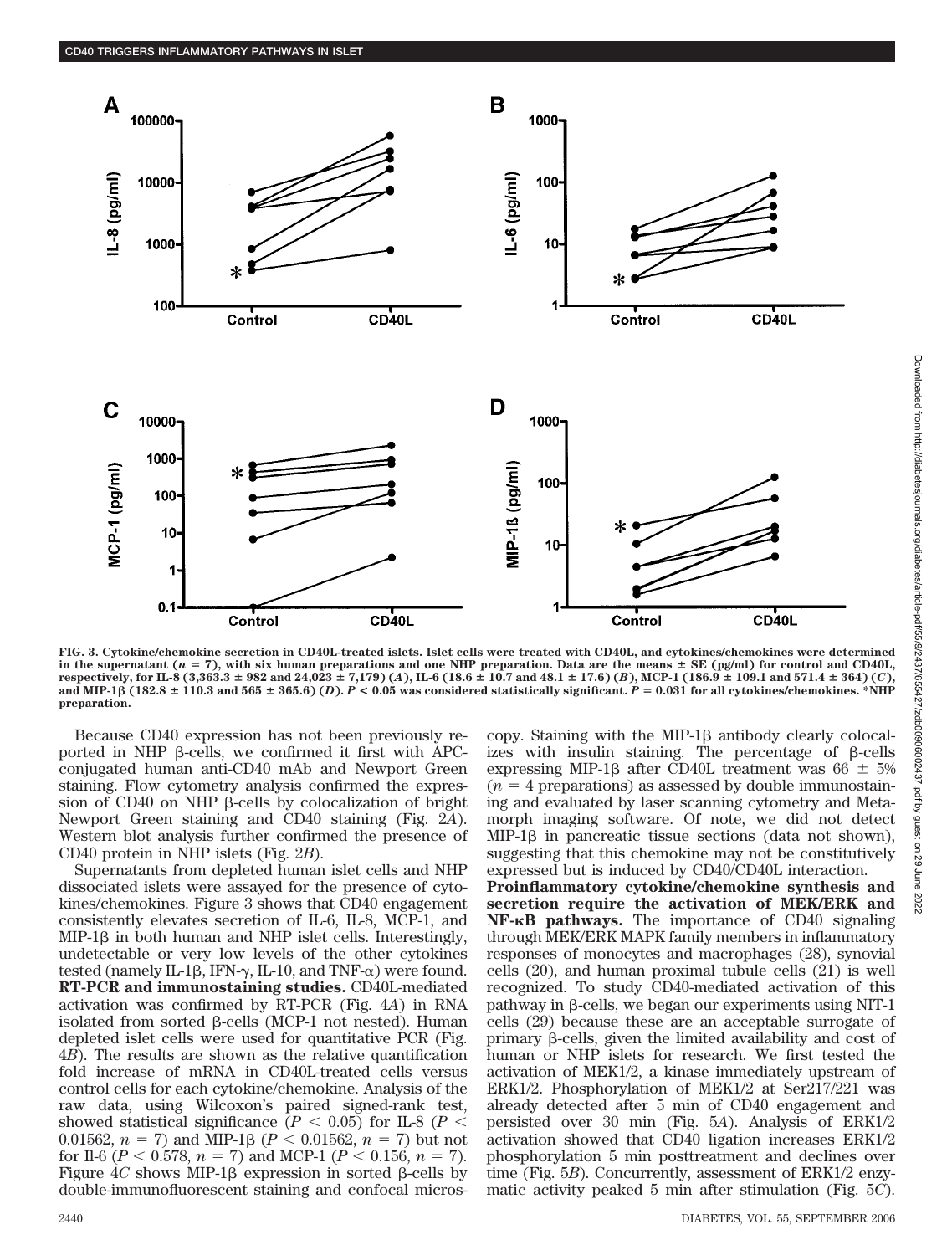FIG. 3. Cytokine/chemokine secretion in CD40L-treated islets. Islet cells were treated with CD40L, and cytokines/chemokines were determined in the supernatant ($n = 7$), with six human preparations and one NHP preparation. Data are the means ± SE (pg/ml) for control and CD40L, respectively, for IL-8 (3,363.3 ± 982 and 24,023 ± 7,179) (*A*), IL-6 (18.6 ± 10.7 and 48.1 ± 17.6) (*B*), MCP-1 (186.9 ± 109.1 and 571.4 ± 364) (*C*), and MIP-1β (182.8 ± 110.3 and 565 ± 365.6) (*D*). $P < 0.05$ was considered statistically significant. $P = 0.031$ for all cytokines/chemokines. *NHP preparation.

Because CD40 expression has not been previously reported in NHP β-cells, we confirmed it first with APC-conjugated human anti-CD40 mAb and Newport Green staining. Flow cytometry analysis confirmed the expression of CD40 on NHP β-cells by colocalization of bright Newport Green staining and CD40 staining (Fig. 2*A*). Western blot analysis further confirmed the presence of CD40 protein in NHP islets (Fig. 2*B*).

Supernatants from depleted human islet cells and NHP dissociated islets were assayed for the presence of cytokines/chemokines. Figure 3 shows that CD40 engagement consistently elevates secretion of IL-6, IL-8, MCP-1, and MIP-1β in both human and NHP islet cells. Interestingly, undetectable or very low levels of the other cytokines tested (namely IL-1β, IFN-γ, IL-10, and TNF-α) were found.

**RT-PCR and immunostaining studies.** CD40L-mediated activation was confirmed by RT-PCR (Fig. 4*A*) in RNA isolated from sorted β-cells (MCP-1 not nested). Human depleted islet cells were used for quantitative PCR (Fig. 4*B*). The results are shown as the relative quantification fold increase of mRNA in CD40L-treated cells versus control cells for each cytokine/chemokine. Analysis of the raw data, using Wilcoxon's paired signed-rank test, showed statistical significance ($P < 0.05$) for IL-8 ($P < 0.01562$, $n = 7$) and MIP-1β ($P < 0.01562$, $n = 7$) but not for Il-6 ($P < 0.578$, $n = 7$) and MCP-1 ($P < 0.156$, $n = 7$). Figure 4*C* shows MIP-1β expression in sorted β-cells by double-immunofluorescent staining and confocal microscopy. Staining with the MIP-1β antibody clearly colocalizes with insulin staining. The percentage of β-cells expressing MIP-1β after CD40L treatment was 66 ± 5% ($n = 4$ preparations) as assessed by double immunostaining and evaluated by laser scanning cytometry and Metamorph imaging software. Of note, we did not detect MIP-1β in pancreatic tissue sections (data not shown), suggesting that this chemokine may not be constitutively expressed but is induced by CD40/CD40L interaction.

**Proinflammatory cytokine/chemokine synthesis and secretion require the activation of MEK/ERK and NF-κB pathways.** The importance of CD40 signaling through MEK/ERK MAPK family members in inflammatory responses of monocytes and macrophages (28), synovial cells (20), and human proximal tubule cells (21) is well recognized. To study CD40-mediated activation of this pathway in β-cells, we began our experiments using NIT-1 cells (29) because these are an acceptable surrogate of primary β-cells, given the limited availability and cost of human or NHP islets for research. We first tested the activation of MEK1/2, a kinase immediately upstream of ERK1/2. Phosphorylation of MEK1/2 at Ser217/221 was already detected after 5 min of CD40 engagement and persisted over 30 min (Fig. 5*A*). Analysis of ERK1/2 activation showed that CD40 ligation increases ERK1/2 phosphorylation 5 min posttreatment and declines over time (Fig. 5*B*). Concurrently, assessment of ERK1/2 enzymatic activity peaked 5 min after stimulation (Fig. 5*C*).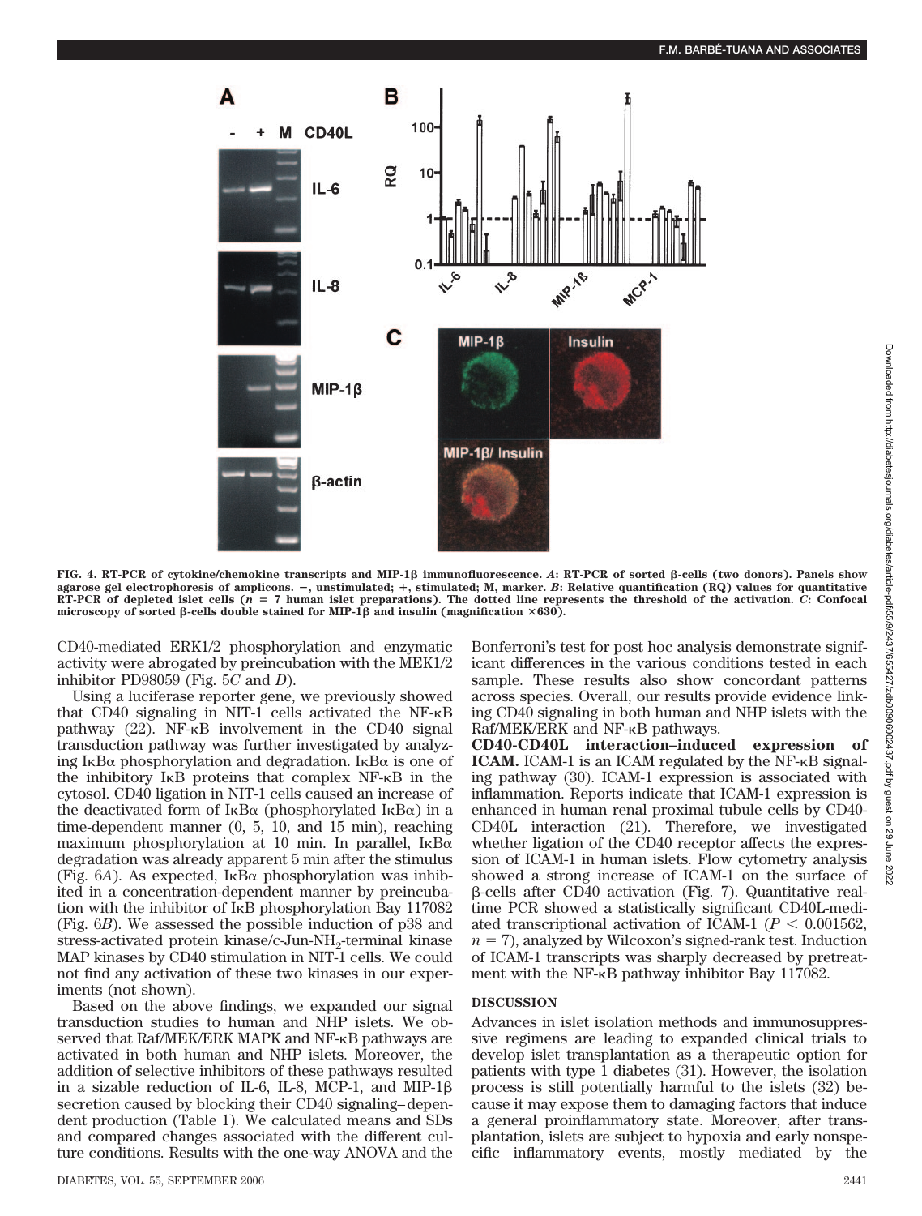FIG. 4. RT-PCR of cytokine/chemokine transcripts and MIP-1β immunofluorescence. *A*: RT-PCR of sorted β-cells (two donors). Panels show agarose gel electrophoresis of amplicons. −, unstimulated; +, stimulated; M, marker. *B*: Relative quantification (RQ) values for quantitative RT-PCR of depleted islet cells ($n = 7$ human islet preparations). The dotted line represents the threshold of the activation. *C*: Confocal microscopy of sorted β-cells double stained for MIP-1β and insulin (magnification ×630).

CD40-mediated ERK1/2 phosphorylation and enzymatic activity were abrogated by preincubation with the MEK1/2 inhibitor PD98059 (Fig. 5*C* and *D*).

Using a luciferase reporter gene, we previously showed that CD40 signaling in NIT-1 cells activated the NF-κB pathway (22). NF-κB involvement in the CD40 signal transduction pathway was further investigated by analyzing IκBα phosphorylation and degradation. IκBα is one of the inhibitory IκB proteins that complex NF-κB in the cytosol. CD40 ligation in NIT-1 cells caused an increase of the deactivated form of IκBα (phosphorylated IκBα) in a time-dependent manner (0, 5, 10, and 15 min), reaching maximum phosphorylation at 10 min. In parallel, IκBα degradation was already apparent 5 min after the stimulus (Fig. 6*A*). As expected, IκBα phosphorylation was inhibited in a concentration-dependent manner by preincubation with the inhibitor of IκB phosphorylation Bay 117082 (Fig. 6*B*). We assessed the possible induction of p38 and stress-activated protein kinase/c-Jun-$NH_2$-terminal kinase MAP kinases by CD40 stimulation in NIT-1 cells. We could not find any activation of these two kinases in our experiments (not shown).

Based on the above findings, we expanded our signal transduction studies to human and NHP islets. We observed that Raf/MEK/ERK MAPK and NF-κB pathways are activated in both human and NHP islets. Moreover, the addition of selective inhibitors of these pathways resulted in a sizable reduction of IL-6, IL-8, MCP-1, and MIP-1β secretion caused by blocking their CD40 signaling–dependent production (Table 1). We calculated means and SDs and compared changes associated with the different culture conditions. Results with the one-way ANOVA and the Bonferroni's test for post hoc analysis demonstrate significant differences in the various conditions tested in each sample. These results also show concordant patterns across species. Overall, our results provide evidence linking CD40 signaling in both human and NHP islets with the Raf/MEK/ERK and NF-κB pathways.

**CD40-CD40L interaction–induced expression of ICAM.** ICAM-1 is an ICAM regulated by the NF-κB signaling pathway (30). ICAM-1 expression is associated with inflammation. Reports indicate that ICAM-1 expression is enhanced in human renal proximal tubule cells by CD40-CD40L interaction (21). Therefore, we investigated whether ligation of the CD40 receptor affects the expression of ICAM-1 in human islets. Flow cytometry analysis showed a strong increase of ICAM-1 on the surface of β-cells after CD40 activation (Fig. 7). Quantitative real-time PCR showed a statistically significant CD40L-mediated transcriptional activation of ICAM-1 ($P < 0.001562$, $n = 7$), analyzed by Wilcoxon's signed-rank test. Induction of ICAM-1 transcripts was sharply decreased by pretreatment with the NF-κB pathway inhibitor Bay 117082.

## DISCUSSION

Advances in islet isolation methods and immunosuppressive regimens are leading to expanded clinical trials to develop islet transplantation as a therapeutic option for patients with type 1 diabetes (31). However, the isolation process is still potentially harmful to the islets (32) because it may expose them to damaging factors that induce a general proinflammatory state. Moreover, after transplantation, islets are subject to hypoxia and early nonspecific inflammatory events, mostly mediated by the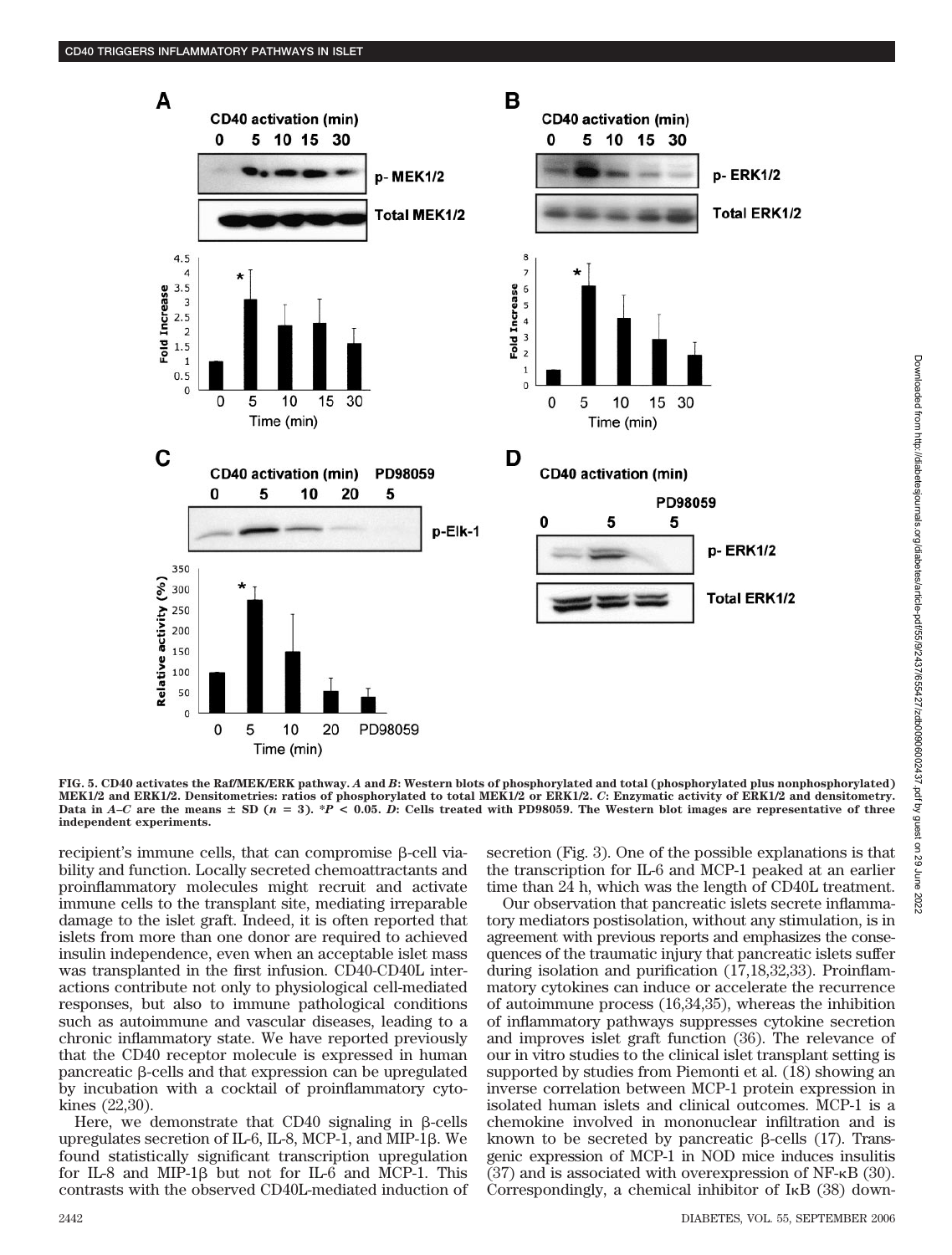**FIG. 5. CD40 activates the Raf/MEK/ERK pathway.** ***A*** **and** ***B*****: Western blots of phosphorylated and total (phosphorylated plus nonphosphorylated) MEK1/2 and ERK1/2. Densitometries: ratios of phosphorylated to total MEK1/2 or ERK1/2.** ***C*****: Enzymatic activity of ERK1/2 and densitometry. Data in** ***A–C*** **are the means ± SD (*****n*** **= 3). \****P*** **< 0.05.** ***D*****: Cells treated with PD98059. The Western blot images are representative of three independent experiments.**

recipient's immune cells, that can compromise β-cell viability and function. Locally secreted chemoattractants and proinflammatory molecules might recruit and activate immune cells to the transplant site, mediating irreparable damage to the islet graft. Indeed, it is often reported that islets from more than one donor are required to achieved insulin independence, even when an acceptable islet mass was transplanted in the first infusion. CD40-CD40L interactions contribute not only to physiological cell-mediated responses, but also to immune pathological conditions such as autoimmune and vascular diseases, leading to a chronic inflammatory state. We have reported previously that the CD40 receptor molecule is expressed in human pancreatic β-cells and that expression can be upregulated by incubation with a cocktail of proinflammatory cytokines (22,30).

Here, we demonstrate that CD40 signaling in β-cells upregulates secretion of IL-6, IL-8, MCP-1, and MIP-1β. We found statistically significant transcription upregulation for IL-8 and MIP-1β but not for IL-6 and MCP-1. This contrasts with the observed CD40L-mediated induction of secretion (Fig. 3). One of the possible explanations is that the transcription for IL-6 and MCP-1 peaked at an earlier time than 24 h, which was the length of CD40L treatment.

Our observation that pancreatic islets secrete inflammatory mediators postisolation, without any stimulation, is in agreement with previous reports and emphasizes the consequences of the traumatic injury that pancreatic islets suffer during isolation and purification (17,18,32,33). Proinflammatory cytokines can induce or accelerate the recurrence of autoimmune process (16,34,35), whereas the inhibition of inflammatory pathways suppresses cytokine secretion and improves islet graft function (36). The relevance of our in vitro studies to the clinical islet transplant setting is supported by studies from Piemonti et al. (18) showing an inverse correlation between MCP-1 protein expression in isolated human islets and clinical outcomes. MCP-1 is a chemokine involved in mononuclear infiltration and is known to be secreted by pancreatic β-cells (17). Transgenic expression of MCP-1 in NOD mice induces insulitis (37) and is associated with overexpression of NF-κB (30). Correspondingly, a chemical inhibitor of IκB (38) down-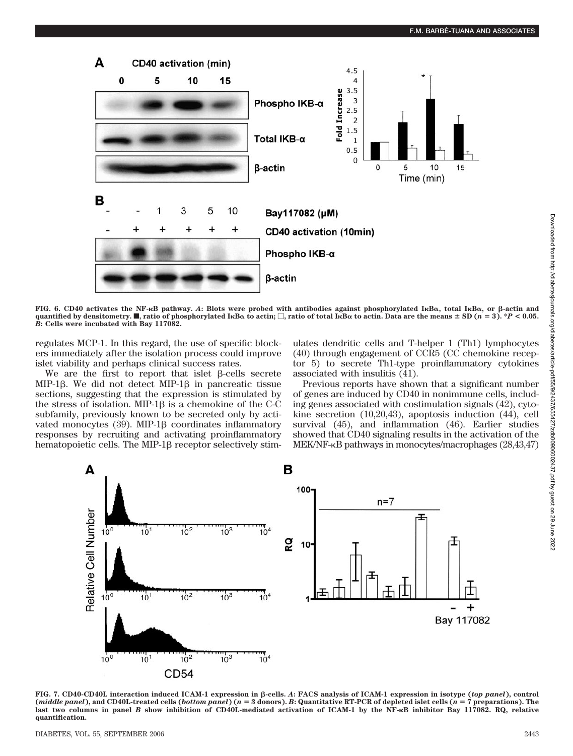FIG. 6. CD40 activates the NF-κB pathway. *A*: Blots were probed with antibodies against phosphorylated IκBα, total IκBα, or β-actin and quantified by densitometry. ■, ratio of phosphorylated IκBα to actin; □, ratio of total IκBα to actin. Data are the means ± SD ($n = 3$). *$P < 0.05$. *B*: Cells were incubated with Bay 117082.

regulates MCP-1. In this regard, the use of specific blockers immediately after the isolation process could improve islet viability and perhaps clinical success rates.

We are the first to report that islet β-cells secrete MIP-1β. We did not detect MIP-1β in pancreatic tissue sections, suggesting that the expression is stimulated by the stress of isolation. MIP-1β is a chemokine of the C-C subfamily, previously known to be secreted only by activated monocytes (39). MIP-1β coordinates inflammatory responses by recruiting and activating proinflammatory hematopoietic cells. The MIP-1β receptor selectively stimulates dendritic cells and T-helper 1 (Th1) lymphocytes (40) through engagement of CCR5 (CC chemokine receptor 5) to secrete Th1-type proinflammatory cytokines associated with insulitis (41).

Previous reports have shown that a significant number of genes are induced by CD40 in nonimmune cells, including genes associated with costimulation signals (42), cytokine secretion (10,20,43), apoptosis induction (44), cell survival (45), and inflammation (46). Earlier studies showed that CD40 signaling results in the activation of the MEK/NF-κB pathways in monocytes/macrophages (28,43,47)

FIG. 7. CD40-CD40L interaction induced ICAM-1 expression in β-cells. *A*: FACS analysis of ICAM-1 expression in isotype (*top panel*), control (*middle panel*), and CD40L-treated cells (*bottom panel*) ($n = 3$ donors). *B*: Quantitative RT-PCR of depleted islet cells ($n = 7$ preparations). The last two columns in panel *B* show inhibition of CD40L-mediated activation of ICAM-1 by the NF-κB inhibitor Bay 117082. RQ, relative quantification.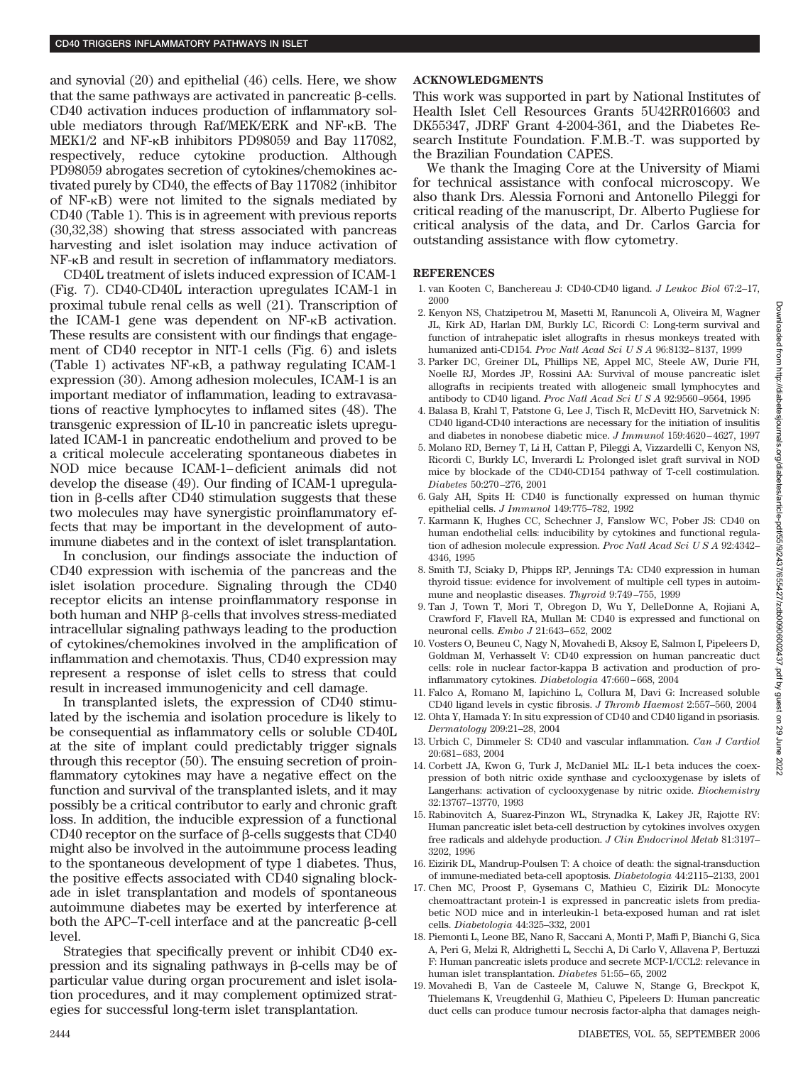and synovial (20) and epithelial (46) cells. Here, we show that the same pathways are activated in pancreatic β-cells. CD40 activation induces production of inflammatory soluble mediators through Raf/MEK/ERK and NF-κB. The MEK1/2 and NF-κB inhibitors PD98059 and Bay 117082, respectively, reduce cytokine production. Although PD98059 abrogates secretion of cytokines/chemokines activated purely by CD40, the effects of Bay 117082 (inhibitor of NF-κB) were not limited to the signals mediated by CD40 (Table 1). This is in agreement with previous reports (30,32,38) showing that stress associated with pancreas harvesting and islet isolation may induce activation of NF-κB and result in secretion of inflammatory mediators.

CD40L treatment of islets induced expression of ICAM-1 (Fig. 7). CD40-CD40L interaction upregulates ICAM-1 in proximal tubule renal cells as well (21). Transcription of the ICAM-1 gene was dependent on NF-κB activation. These results are consistent with our findings that engagement of CD40 receptor in NIT-1 cells (Fig. 6) and islets (Table 1) activates NF-κB, a pathway regulating ICAM-1 expression (30). Among adhesion molecules, ICAM-1 is an important mediator of inflammation, leading to extravasations of reactive lymphocytes to inflamed sites (48). The transgenic expression of IL-10 in pancreatic islets upregulated ICAM-1 in pancreatic endothelium and proved to be a critical molecule accelerating spontaneous diabetes in NOD mice because ICAM-1–deficient animals did not develop the disease (49). Our finding of ICAM-1 upregulation in β-cells after CD40 stimulation suggests that these two molecules may have synergistic proinflammatory effects that may be important in the development of autoimmune diabetes and in the context of islet transplantation.

In conclusion, our findings associate the induction of CD40 expression with ischemia of the pancreas and the islet isolation procedure. Signaling through the CD40 receptor elicits an intense proinflammatory response in both human and NHP β-cells that involves stress-mediated intracellular signaling pathways leading to the production of cytokines/chemokines involved in the amplification of inflammation and chemotaxis. Thus, CD40 expression may represent a response of islet cells to stress that could result in increased immunogenicity and cell damage.

In transplanted islets, the expression of CD40 stimulated by the ischemia and isolation procedure is likely to be consequential as inflammatory cells or soluble CD40L at the site of implant could predictably trigger signals through this receptor (50). The ensuing secretion of proinflammatory cytokines may have a negative effect on the function and survival of the transplanted islets, and it may possibly be a critical contributor to early and chronic graft loss. In addition, the inducible expression of a functional CD40 receptor on the surface of β-cells suggests that CD40 might also be involved in the autoimmune process leading to the spontaneous development of type 1 diabetes. Thus, the positive effects associated with CD40 signaling blockade in islet transplantation and models of spontaneous autoimmune diabetes may be exerted by interference at both the APC–T-cell interface and at the pancreatic β-cell level.

Strategies that specifically prevent or inhibit CD40 expression and its signaling pathways in β-cells may be of particular value during organ procurement and islet isolation procedures, and it may complement optimized strategies for successful long-term islet transplantation.

## ACKNOWLEDGMENTS

This work was supported in part by National Institutes of Health Islet Cell Resources Grants 5U42RR016603 and DK55347, JDRF Grant 4-2004-361, and the Diabetes Research Institute Foundation. F.M.B.-T. was supported by the Brazilian Foundation CAPES.

We thank the Imaging Core at the University of Miami for technical assistance with confocal microscopy. We also thank Drs. Alessia Fornoni and Antonello Pileggi for critical reading of the manuscript, Dr. Alberto Pugliese for critical analysis of the data, and Dr. Carlos Garcia for outstanding assistance with flow cytometry.

## REFERENCES

1. van Kooten C, Banchereau J: CD40-CD40 ligand. *J Leukoc Biol* 67:2–17, 2000
2. Kenyon NS, Chatzipetrou M, Masetti M, Ranuncoli A, Oliveira M, Wagner JL, Kirk AD, Harlan DM, Burkly LC, Ricordi C: Long-term survival and function of intrahepatic islet allografts in rhesus monkeys treated with humanized anti-CD154. *Proc Natl Acad Sci U S A* 96:8132–8137, 1999
3. Parker DC, Greiner DL, Phillips NE, Appel MC, Steele AW, Durie FH, Noelle RJ, Mordes JP, Rossini AA: Survival of mouse pancreatic islet allografts in recipients treated with allogeneic small lymphocytes and antibody to CD40 ligand. *Proc Natl Acad Sci U S A* 92:9560–9564, 1995
4. Balasa B, Krahl T, Patstone G, Lee J, Tisch R, McDevitt HO, Sarvetnick N: CD40 ligand-CD40 interactions are necessary for the initiation of insulitis and diabetes in nonobese diabetic mice. *J Immunol* 159:4620–4627, 1997
5. Molano RD, Berney T, Li H, Cattan P, Pileggi A, Vizzardelli C, Kenyon NS, Ricordi C, Burkly LC, Inverardi L: Prolonged islet graft survival in NOD mice by blockade of the CD40-CD154 pathway of T-cell costimulation. *Diabetes* 50:270–276, 2001
6. Galy AH, Spits H: CD40 is functionally expressed on human thymic epithelial cells. *J Immunol* 149:775–782, 1992
7. Karmann K, Hughes CC, Schechner J, Fanslow WC, Pober JS: CD40 on human endothelial cells: inducibility by cytokines and functional regulation of adhesion molecule expression. *Proc Natl Acad Sci U S A* 92:4342–4346, 1995
8. Smith TJ, Sciaky D, Phipps RP, Jennings TA: CD40 expression in human thyroid tissue: evidence for involvement of multiple cell types in autoimmune and neoplastic diseases. *Thyroid* 9:749–755, 1999
9. Tan J, Town T, Mori T, Obregon D, Wu Y, DelleDonne A, Rojiani A, Crawford F, Flavell RA, Mullan M: CD40 is expressed and functional on neuronal cells. *Embo J* 21:643–652, 2002
10. Vosters O, Beuneu C, Nagy N, Movahedi B, Aksoy E, Salmon I, Pipeleers D, Goldman M, Verhasselt V: CD40 expression on human pancreatic duct cells: role in nuclear factor-kappa B activation and production of proinflammatory cytokines. *Diabetologia* 47:660–668, 2004
11. Falco A, Romano M, Iapichino L, Collura M, Davi G: Increased soluble CD40 ligand levels in cystic fibrosis. *J Thromb Haemost* 2:557–560, 2004
12. Ohta Y, Hamada Y: In situ expression of CD40 and CD40 ligand in psoriasis. *Dermatology* 209:21–28, 2004
13. Urbich C, Dimmeler S: CD40 and vascular inflammation. *Can J Cardiol* 20:681–683, 2004
14. Corbett JA, Kwon G, Turk J, McDaniel ML: IL-1 beta induces the coexpression of both nitric oxide synthase and cyclooxygenase by islets of Langerhans: activation of cyclooxygenase by nitric oxide. *Biochemistry* 32:13767–13770, 1993
15. Rabinovitch A, Suarez-Pinzon WL, Strynadka K, Lakey JR, Rajotte RV: Human pancreatic islet beta-cell destruction by cytokines involves oxygen free radicals and aldehyde production. *J Clin Endocrinol Metab* 81:3197–3202, 1996
16. Eizirik DL, Mandrup-Poulsen T: A choice of death: the signal-transduction of immune-mediated beta-cell apoptosis. *Diabetologia* 44:2115–2133, 2001
17. Chen MC, Proost P, Gysemans C, Mathieu C, Eizirik DL: Monocyte chemoattractant protein-1 is expressed in pancreatic islets from prediabetic NOD mice and in interleukin-1 beta-exposed human and rat islet cells. *Diabetologia* 44:325–332, 2001
18. Piemonti L, Leone BE, Nano R, Saccani A, Monti P, Maffi P, Bianchi G, Sica A, Peri G, Melzi R, Aldrighetti L, Secchi A, Di Carlo V, Allavena P, Bertuzzi F: Human pancreatic islets produce and secrete MCP-1/CCL2: relevance in human islet transplantation. *Diabetes* 51:55–65, 2002
19. Movahedi B, Van de Casteele M, Caluwe N, Stange G, Breckpot K, Thielemans K, Vreugdenhil G, Mathieu C, Pipeleers D: Human pancreatic duct cells can produce tumour necrosis factor-alpha that damages neigh-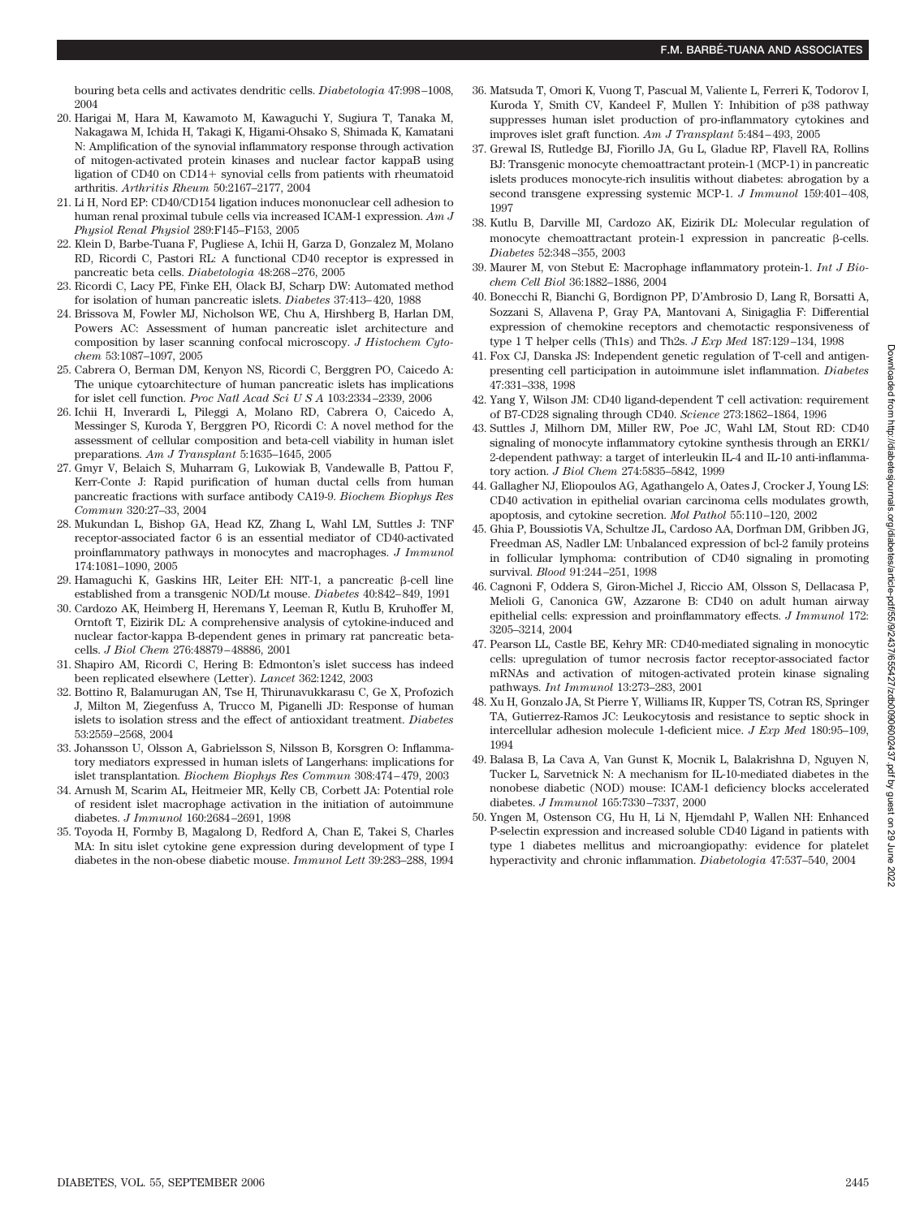bouring beta cells and activates dendritic cells. *Diabetologia* 47:998–1008, 2004

20. Harigai M, Hara M, Kawamoto M, Kawaguchi Y, Sugiura T, Tanaka M, Nakagawa M, Ichida H, Takagi K, Higami-Ohsako S, Shimada K, Kamatani N: Amplification of the synovial inflammatory response through activation of mitogen-activated protein kinases and nuclear factor kappaB using ligation of CD40 on CD14+ synovial cells from patients with rheumatoid arthritis. *Arthritis Rheum* 50:2167–2177, 2004
21. Li H, Nord EP: CD40/CD154 ligation induces mononuclear cell adhesion to human renal proximal tubule cells via increased ICAM-1 expression. *Am J Physiol Renal Physiol* 289:F145–F153, 2005
22. Klein D, Barbe-Tuana F, Pugliese A, Ichii H, Garza D, Gonzalez M, Molano RD, Ricordi C, Pastori RL: A functional CD40 receptor is expressed in pancreatic beta cells. *Diabetologia* 48:268–276, 2005
23. Ricordi C, Lacy PE, Finke EH, Olack BJ, Scharp DW: Automated method for isolation of human pancreatic islets. *Diabetes* 37:413–420, 1988
24. Brissova M, Fowler MJ, Nicholson WE, Chu A, Hirshberg B, Harlan DM, Powers AC: Assessment of human pancreatic islet architecture and composition by laser scanning confocal microscopy. *J Histochem Cytochem* 53:1087–1097, 2005
25. Cabrera O, Berman DM, Kenyon NS, Ricordi C, Berggren PO, Caicedo A: The unique cytoarchitecture of human pancreatic islets has implications for islet cell function. *Proc Natl Acad Sci U S A* 103:2334–2339, 2006
26. Ichii H, Inverardi L, Pileggi A, Molano RD, Cabrera O, Caicedo A, Messinger S, Kuroda Y, Berggren PO, Ricordi C: A novel method for the assessment of cellular composition and beta-cell viability in human islet preparations. *Am J Transplant* 5:1635–1645, 2005
27. Gmyr V, Belaich S, Muharram G, Lukowiak B, Vandewalle B, Pattou F, Kerr-Conte J: Rapid purification of human ductal cells from human pancreatic fractions with surface antibody CA19-9. *Biochem Biophys Res Commun* 320:27–33, 2004
28. Mukundan L, Bishop GA, Head KZ, Zhang L, Wahl LM, Suttles J: TNF receptor-associated factor 6 is an essential mediator of CD40-activated proinflammatory pathways in monocytes and macrophages. *J Immunol* 174:1081–1090, 2005
29. Hamaguchi K, Gaskins HR, Leiter EH: NIT-1, a pancreatic β-cell line established from a transgenic NOD/Lt mouse. *Diabetes* 40:842–849, 1991
30. Cardozo AK, Heimberg H, Heremans Y, Leeman R, Kutlu B, Kruhoffer M, Orntoft T, Eizirik DL: A comprehensive analysis of cytokine-induced and nuclear factor-kappa B-dependent genes in primary rat pancreatic beta-cells. *J Biol Chem* 276:48879–48886, 2001
31. Shapiro AM, Ricordi C, Hering B: Edmonton's islet success has indeed been replicated elsewhere (Letter). *Lancet* 362:1242, 2003
32. Bottino R, Balamurugan AN, Tse H, Thirunavukkarasu C, Ge X, Profozich J, Milton M, Ziegenfuss A, Trucco M, Piganelli JD: Response of human islets to isolation stress and the effect of antioxidant treatment. *Diabetes* 53:2559–2568, 2004
33. Johansson U, Olsson A, Gabrielsson S, Nilsson B, Korsgren O: Inflammatory mediators expressed in human islets of Langerhans: implications for islet transplantation. *Biochem Biophys Res Commun* 308:474–479, 2003
34. Arnush M, Scarim AL, Heitmeier MR, Kelly CB, Corbett JA: Potential role of resident islet macrophage activation in the initiation of autoimmune diabetes. *J Immunol* 160:2684–2691, 1998
35. Toyoda H, Formby B, Magalong D, Redford A, Chan E, Takei S, Charles MA: In situ islet cytokine gene expression during development of type I diabetes in the non-obese diabetic mouse. *Immunol Lett* 39:283–288, 1994
36. Matsuda T, Omori K, Vuong T, Pascual M, Valiente L, Ferreri K, Todorov I, Kuroda Y, Smith CV, Kandeel F, Mullen Y: Inhibition of p38 pathway suppresses human islet production of pro-inflammatory cytokines and improves islet graft function. *Am J Transplant* 5:484–493, 2005
37. Grewal IS, Rutledge BJ, Fiorillo JA, Gu L, Gladue RP, Flavell RA, Rollins BJ: Transgenic monocyte chemoattractant protein-1 (MCP-1) in pancreatic islets produces monocyte-rich insulitis without diabetes: abrogation by a second transgene expressing systemic MCP-1. *J Immunol* 159:401–408, 1997
38. Kutlu B, Darville MI, Cardozo AK, Eizirik DL: Molecular regulation of monocyte chemoattractant protein-1 expression in pancreatic β-cells. *Diabetes* 52:348–355, 2003
39. Maurer M, von Stebut E: Macrophage inflammatory protein-1. *Int J Biochem Cell Biol* 36:1882–1886, 2004
40. Bonecchi R, Bianchi G, Bordignon PP, D'Ambrosio D, Lang R, Borsatti A, Sozzani S, Allavena P, Gray PA, Mantovani A, Sinigaglia F: Differential expression of chemokine receptors and chemotactic responsiveness of type 1 T helper cells (Th1s) and Th2s. *J Exp Med* 187:129–134, 1998
41. Fox CJ, Danska JS: Independent genetic regulation of T-cell and antigen-presenting cell participation in autoimmune islet inflammation. *Diabetes* 47:331–338, 1998
42. Yang Y, Wilson JM: CD40 ligand-dependent T cell activation: requirement of B7-CD28 signaling through CD40. *Science* 273:1862–1864, 1996
43. Suttles J, Milhorn DM, Miller RW, Poe JC, Wahl LM, Stout RD: CD40 signaling of monocyte inflammatory cytokine synthesis through an ERK1/2-dependent pathway: a target of interleukin IL-4 and IL-10 anti-inflammatory action. *J Biol Chem* 274:5835–5842, 1999
44. Gallagher NJ, Eliopoulos AG, Agathangelo A, Oates J, Crocker J, Young LS: CD40 activation in epithelial ovarian carcinoma cells modulates growth, apoptosis, and cytokine secretion. *Mol Pathol* 55:110–120, 2002
45. Ghia P, Boussiotis VA, Schultze JL, Cardoso AA, Dorfman DM, Gribben JG, Freedman AS, Nadler LM: Unbalanced expression of bcl-2 family proteins in follicular lymphoma: contribution of CD40 signaling in promoting survival. *Blood* 91:244–251, 1998
46. Cagnoni F, Oddera S, Giron-Michel J, Riccio AM, Olsson S, Dellacasa P, Melioli G, Canonica GW, Azzarone B: CD40 on adult human airway epithelial cells: expression and proinflammatory effects. *J Immunol* 172:3205–3214, 2004
47. Pearson LL, Castle BE, Kehry MR: CD40-mediated signaling in monocytic cells: upregulation of tumor necrosis factor receptor-associated factor mRNAs and activation of mitogen-activated protein kinase signaling pathways. *Int Immunol* 13:273–283, 2001
48. Xu H, Gonzalo JA, St Pierre Y, Williams IR, Kupper TS, Cotran RS, Springer TA, Gutierrez-Ramos JC: Leukocytosis and resistance to septic shock in intercellular adhesion molecule 1-deficient mice. *J Exp Med* 180:95–109, 1994
49. Balasa B, La Cava A, Van Gunst K, Mocnik L, Balakrishna D, Nguyen N, Tucker L, Sarvetnick N: A mechanism for IL-10-mediated diabetes in the nonobese diabetic (NOD) mouse: ICAM-1 deficiency blocks accelerated diabetes. *J Immunol* 165:7330–7337, 2000
50. Yngen M, Ostenson CG, Hu H, Li N, Hjemdahl P, Wallen NH: Enhanced P-selectin expression and increased soluble CD40 Ligand in patients with type 1 diabetes mellitus and microangiopathy: evidence for platelet hyperactivity and chronic inflammation. *Diabetologia* 47:537–540, 2004